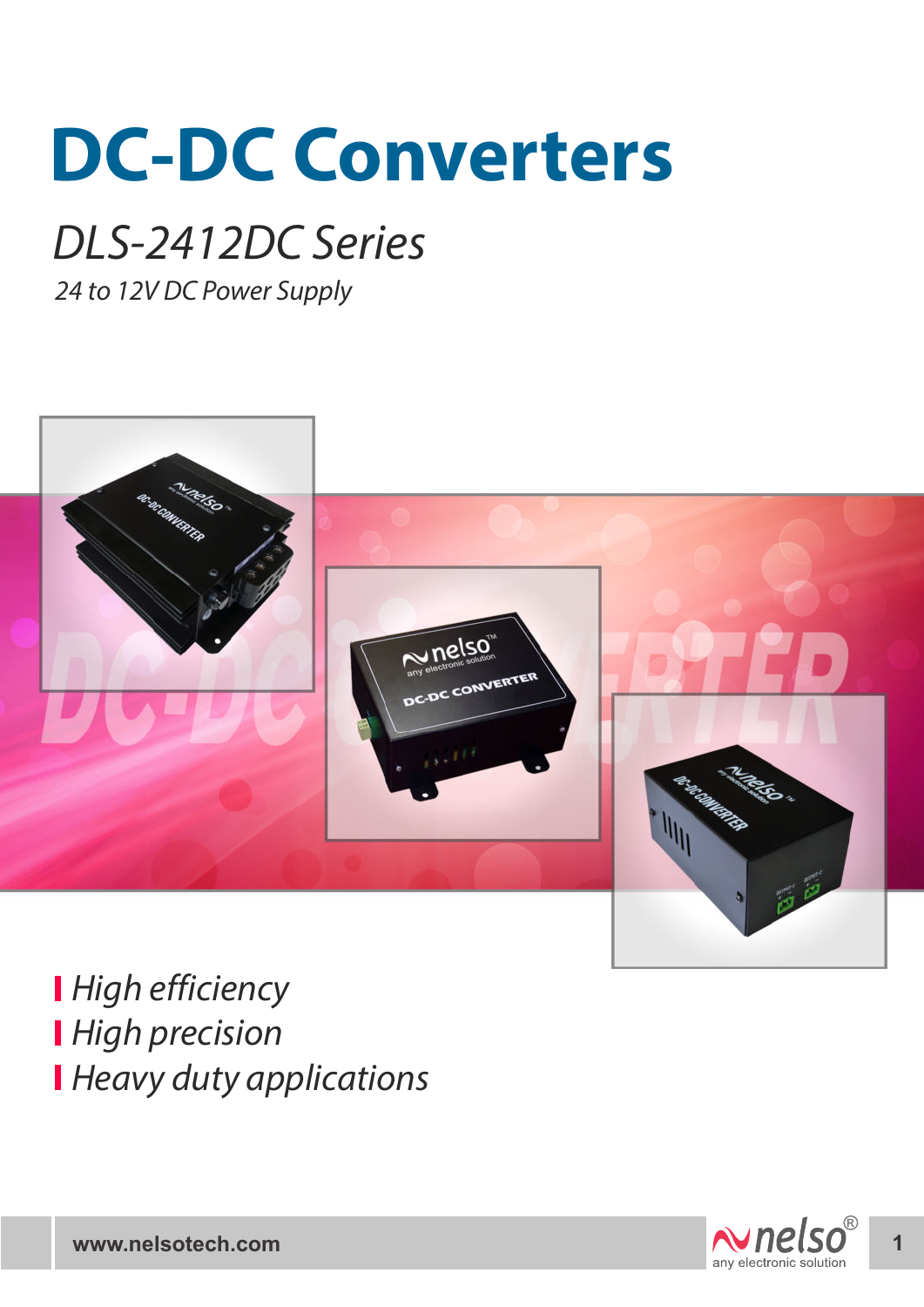# DC-DC Converters

## *DLS-2412DC Series*

*24 to 12V DC Power Supply*

- *High efficiency*
- *High precision*
- *Heavy duty applications*

www.nelsotech.com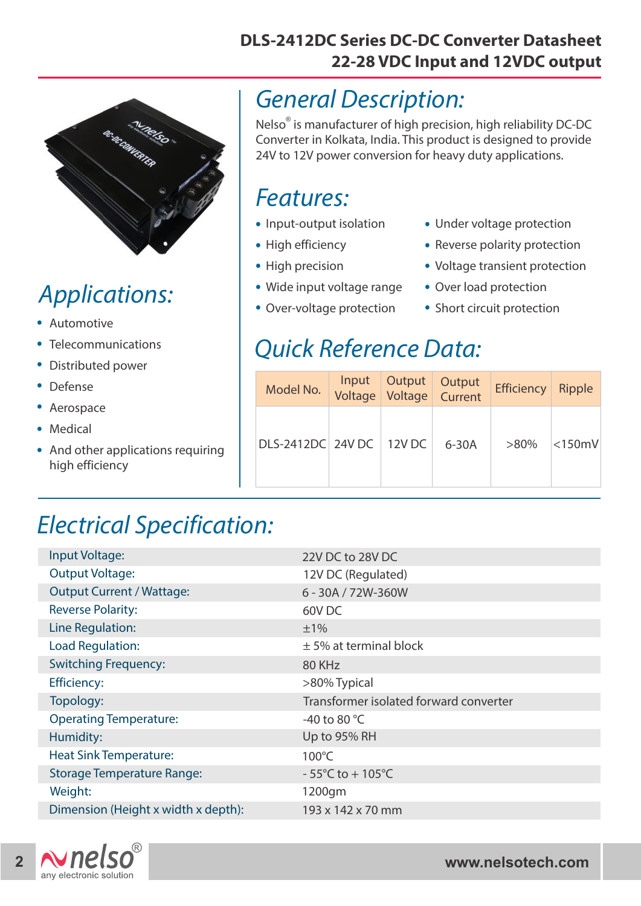# DLS-2412DC Series DC-DC Converter Datasheet
# 22-28 VDC Input and 12VDC output

## Applications:

- Automotive
- Telecommunications
- Distributed power
- Defense
- Aerospace
- Medical
- And other applications requiring high efficiency

## General Description:

Nelso® is manufacturer of high precision, high reliability DC-DC Converter in Kolkata, India. This product is designed to provide 24V to 12V power conversion for heavy duty applications.

## Features:

- Input-output isolation
- High efficiency
- High precision
- Wide input voltage range
- Over-voltage protection
- Under voltage protection
- Reverse polarity protection
- Voltage transient protection
- Over load protection
- Short circuit protection

## Quick Reference Data:

| Model No. | Input Voltage | Output Voltage | Output Current | Efficiency | Ripple |
|---|---|---|---|---|---|
| DLS-2412DC | 24V DC | 12V DC | 6-30A | >80% | <150mV |

## Electrical Specification:

| | |
|---|---|
| Input Voltage: | 22V DC to 28V DC |
| Output Voltage: | 12V DC (Regulated) |
| Output Current / Wattage: | 6 - 30A / 72W-360W |
| Reverse Polarity: | 60V DC |
| Line Regulation: | ±1% |
| Load Regulation: | ± 5% at terminal block |
| Switching Frequency: | 80 KHz |
| Efficiency: | >80% Typical |
| Topology: | Transformer isolated forward converter |
| Operating Temperature: | -40 to 80 °C |
| Humidity: | Up to 95% RH |
| Heat Sink Temperature: | 100°C |
| Storage Temperature Range: | - 55°C to + 105°C |
| Weight: | 1200gm |
| Dimension (Height x width x depth): | 193 x 142 x 70 mm |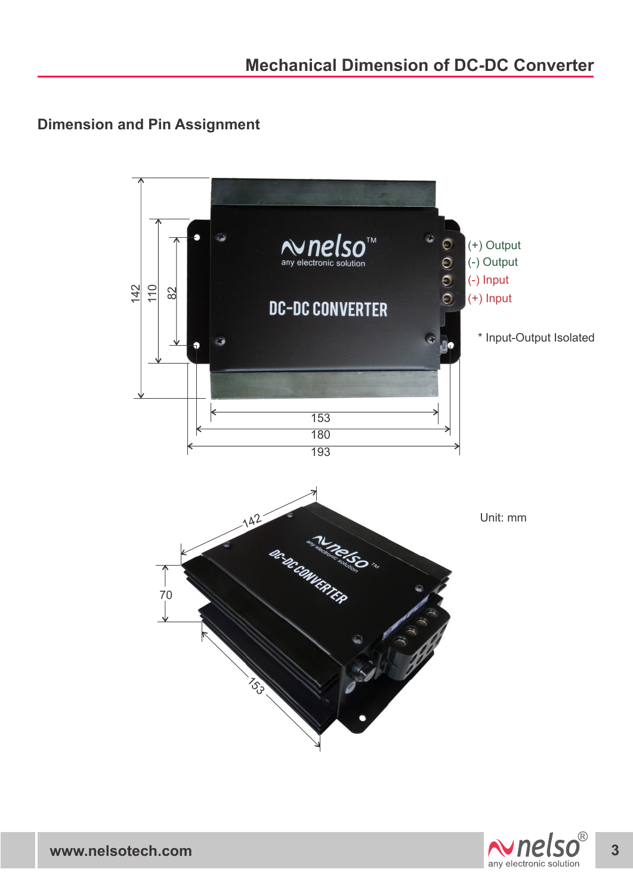# Mechanical Dimension of DC-DC Converter

## Dimension and Pin Assignment

142
110
82

(+) Output
(-) Output
(-) Input
(+) Input

* Input-Output Isolated

153
180
193

142
70
153

Unit: mm